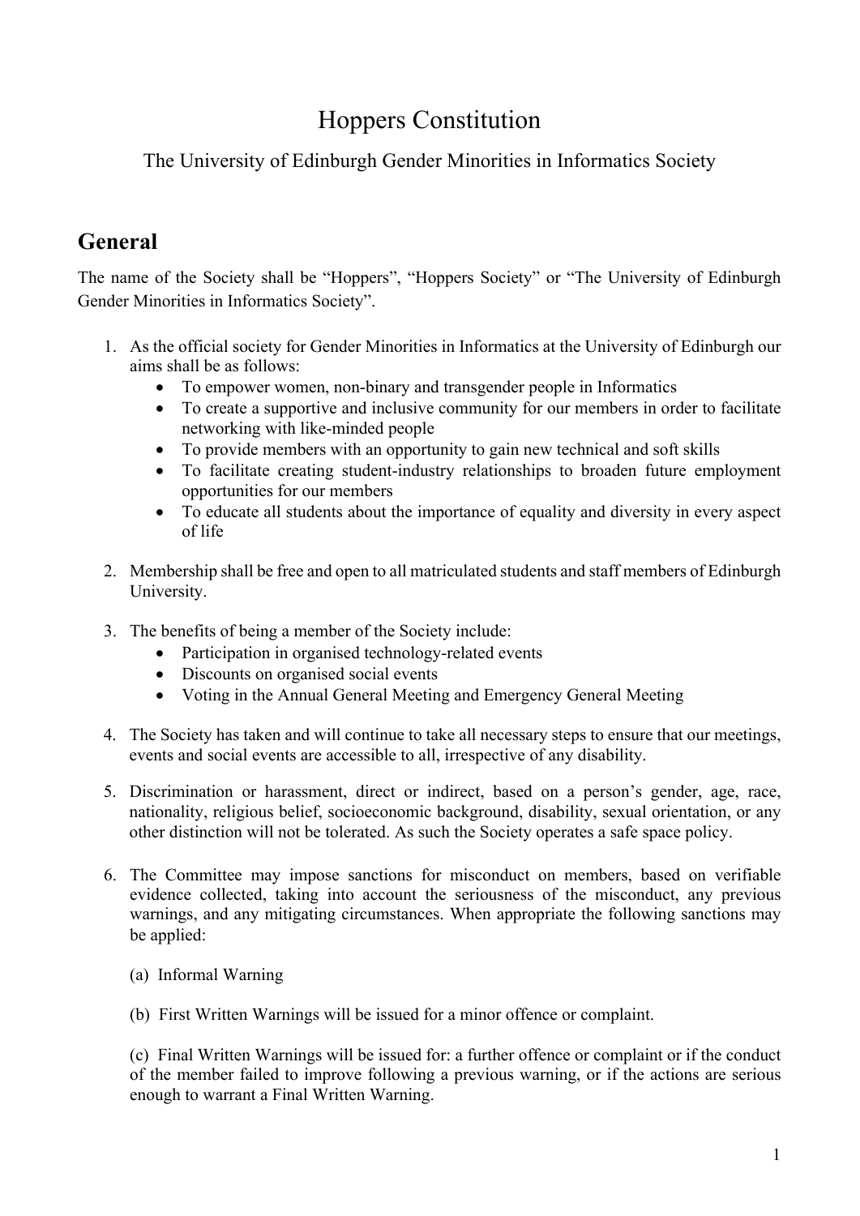# Hoppers Constitution

The University of Edinburgh Gender Minorities in Informatics Society

## General

The name of the Society shall be "Hoppers", "Hoppers Society" or "The University of Edinburgh Gender Minorities in Informatics Society".

1. As the official society for Gender Minorities in Informatics at the University of Edinburgh our aims shall be as follows:
   - To empower women, non-binary and transgender people in Informatics
   - To create a supportive and inclusive community for our members in order to facilitate networking with like-minded people
   - To provide members with an opportunity to gain new technical and soft skills
   - To facilitate creating student-industry relationships to broaden future employment opportunities for our members
   - To educate all students about the importance of equality and diversity in every aspect of life

2. Membership shall be free and open to all matriculated students and staff members of Edinburgh University.

3. The benefits of being a member of the Society include:
   - Participation in organised technology-related events
   - Discounts on organised social events
   - Voting in the Annual General Meeting and Emergency General Meeting

4. The Society has taken and will continue to take all necessary steps to ensure that our meetings, events and social events are accessible to all, irrespective of any disability.

5. Discrimination or harassment, direct or indirect, based on a person's gender, age, race, nationality, religious belief, socioeconomic background, disability, sexual orientation, or any other distinction will not be tolerated. As such the Society operates a safe space policy.

6. The Committee may impose sanctions for misconduct on members, based on verifiable evidence collected, taking into account the seriousness of the misconduct, any previous warnings, and any mitigating circumstances. When appropriate the following sanctions may be applied:

   (a) Informal Warning

   (b) First Written Warnings will be issued for a minor offence or complaint.

   (c) Final Written Warnings will be issued for: a further offence or complaint or if the conduct of the member failed to improve following a previous warning, or if the actions are serious enough to warrant a Final Written Warning.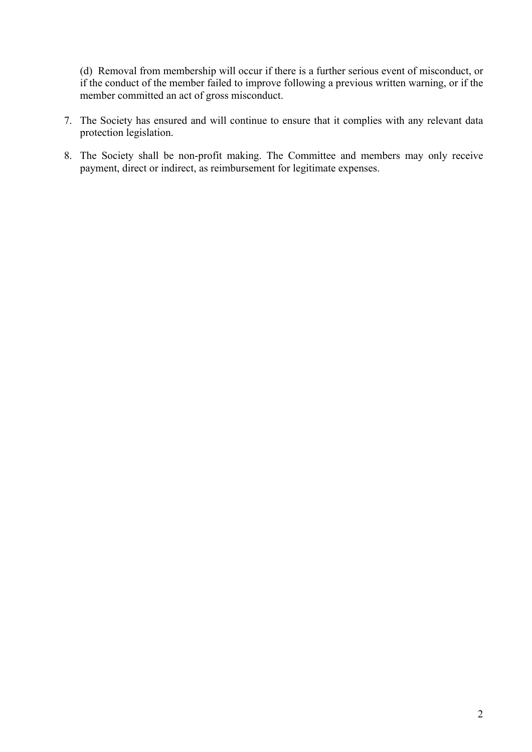(d) Removal from membership will occur if there is a further serious event of misconduct, or if the conduct of the member failed to improve following a previous written warning, or if the member committed an act of gross misconduct.

7. The Society has ensured and will continue to ensure that it complies with any relevant data protection legislation.
8. The Society shall be non-profit making. The Committee and members may only receive payment, direct or indirect, as reimbursement for legitimate expenses.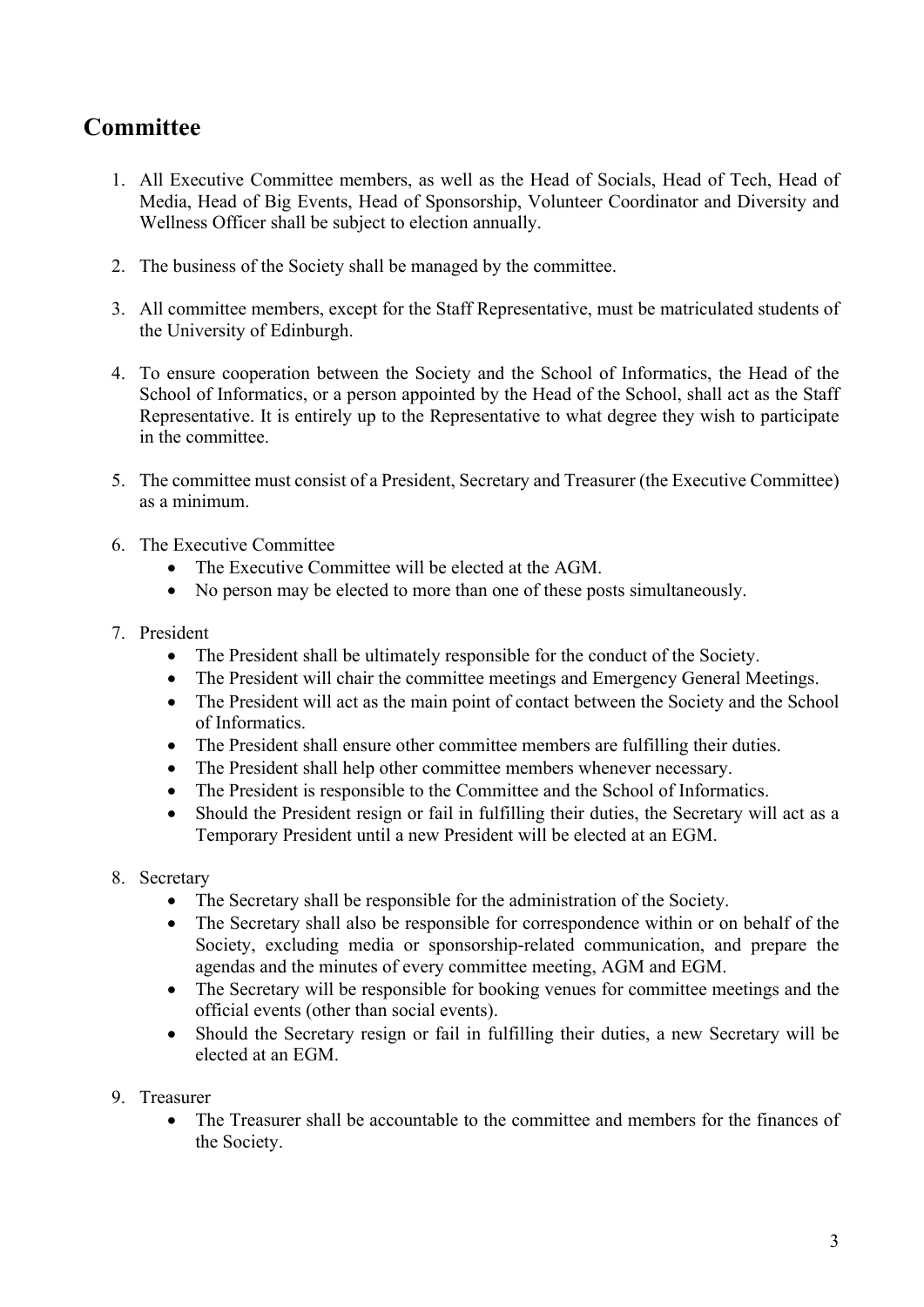## Committee

1. All Executive Committee members, as well as the Head of Socials, Head of Tech, Head of Media, Head of Big Events, Head of Sponsorship, Volunteer Coordinator and Diversity and Wellness Officer shall be subject to election annually.

2. The business of the Society shall be managed by the committee.

3. All committee members, except for the Staff Representative, must be matriculated students of the University of Edinburgh.

4. To ensure cooperation between the Society and the School of Informatics, the Head of the School of Informatics, or a person appointed by the Head of the School, shall act as the Staff Representative. It is entirely up to the Representative to what degree they wish to participate in the committee.

5. The committee must consist of a President, Secretary and Treasurer (the Executive Committee) as a minimum.

6. The Executive Committee
   - The Executive Committee will be elected at the AGM.
   - No person may be elected to more than one of these posts simultaneously.

7. President
   - The President shall be ultimately responsible for the conduct of the Society.
   - The President will chair the committee meetings and Emergency General Meetings.
   - The President will act as the main point of contact between the Society and the School of Informatics.
   - The President shall ensure other committee members are fulfilling their duties.
   - The President shall help other committee members whenever necessary.
   - The President is responsible to the Committee and the School of Informatics.
   - Should the President resign or fail in fulfilling their duties, the Secretary will act as a Temporary President until a new President will be elected at an EGM.

8. Secretary
   - The Secretary shall be responsible for the administration of the Society.
   - The Secretary shall also be responsible for correspondence within or on behalf of the Society, excluding media or sponsorship-related communication, and prepare the agendas and the minutes of every committee meeting, AGM and EGM.
   - The Secretary will be responsible for booking venues for committee meetings and the official events (other than social events).
   - Should the Secretary resign or fail in fulfilling their duties, a new Secretary will be elected at an EGM.

9. Treasurer
   - The Treasurer shall be accountable to the committee and members for the finances of the Society.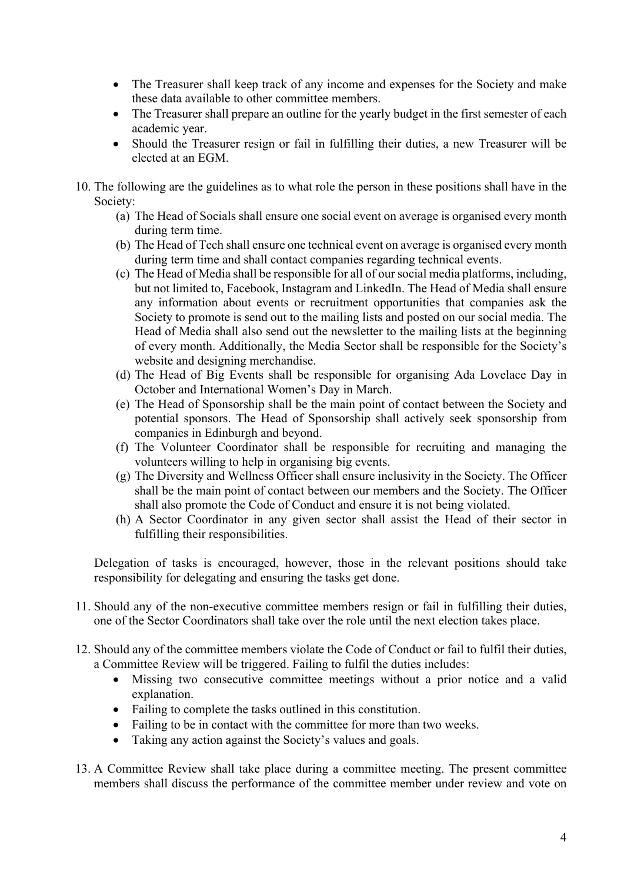- The Treasurer shall keep track of any income and expenses for the Society and make these data available to other committee members.
- The Treasurer shall prepare an outline for the yearly budget in the first semester of each academic year.
- Should the Treasurer resign or fail in fulfilling their duties, a new Treasurer will be elected at an EGM.

10. The following are the guidelines as to what role the person in these positions shall have in the Society:
    (a) The Head of Socials shall ensure one social event on average is organised every month during term time.
    (b) The Head of Tech shall ensure one technical event on average is organised every month during term time and shall contact companies regarding technical events.
    (c) The Head of Media shall be responsible for all of our social media platforms, including, but not limited to, Facebook, Instagram and LinkedIn. The Head of Media shall ensure any information about events or recruitment opportunities that companies ask the Society to promote is send out to the mailing lists and posted on our social media. The Head of Media shall also send out the newsletter to the mailing lists at the beginning of every month. Additionally, the Media Sector shall be responsible for the Society's website and designing merchandise.
    (d) The Head of Big Events shall be responsible for organising Ada Lovelace Day in October and International Women's Day in March.
    (e) The Head of Sponsorship shall be the main point of contact between the Society and potential sponsors. The Head of Sponsorship shall actively seek sponsorship from companies in Edinburgh and beyond.
    (f) The Volunteer Coordinator shall be responsible for recruiting and managing the volunteers willing to help in organising big events.
    (g) The Diversity and Wellness Officer shall ensure inclusivity in the Society. The Officer shall be the main point of contact between our members and the Society. The Officer shall also promote the Code of Conduct and ensure it is not being violated.
    (h) A Sector Coordinator in any given sector shall assist the Head of their sector in fulfilling their responsibilities.

    Delegation of tasks is encouraged, however, those in the relevant positions should take responsibility for delegating and ensuring the tasks get done.

11. Should any of the non-executive committee members resign or fail in fulfilling their duties, one of the Sector Coordinators shall take over the role until the next election takes place.

12. Should any of the committee members violate the Code of Conduct or fail to fulfil their duties, a Committee Review will be triggered. Failing to fulfil the duties includes:
    - Missing two consecutive committee meetings without a prior notice and a valid explanation.
    - Failing to complete the tasks outlined in this constitution.
    - Failing to be in contact with the committee for more than two weeks.
    - Taking any action against the Society's values and goals.

13. A Committee Review shall take place during a committee meeting. The present committee members shall discuss the performance of the committee member under review and vote on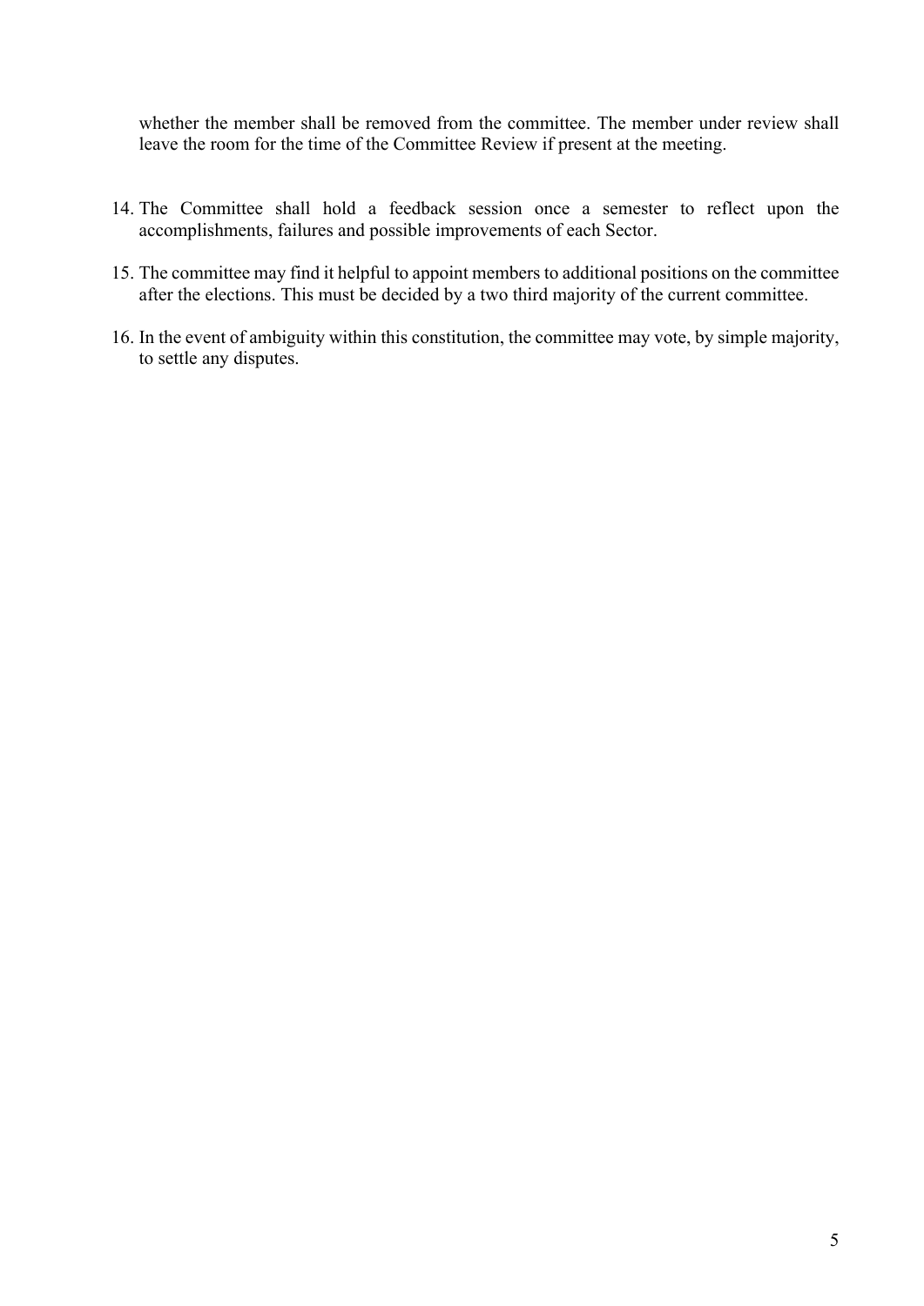whether the member shall be removed from the committee. The member under review shall leave the room for the time of the Committee Review if present at the meeting.

14. The Committee shall hold a feedback session once a semester to reflect upon the accomplishments, failures and possible improvements of each Sector.
15. The committee may find it helpful to appoint members to additional positions on the committee after the elections. This must be decided by a two third majority of the current committee.
16. In the event of ambiguity within this constitution, the committee may vote, by simple majority, to settle any disputes.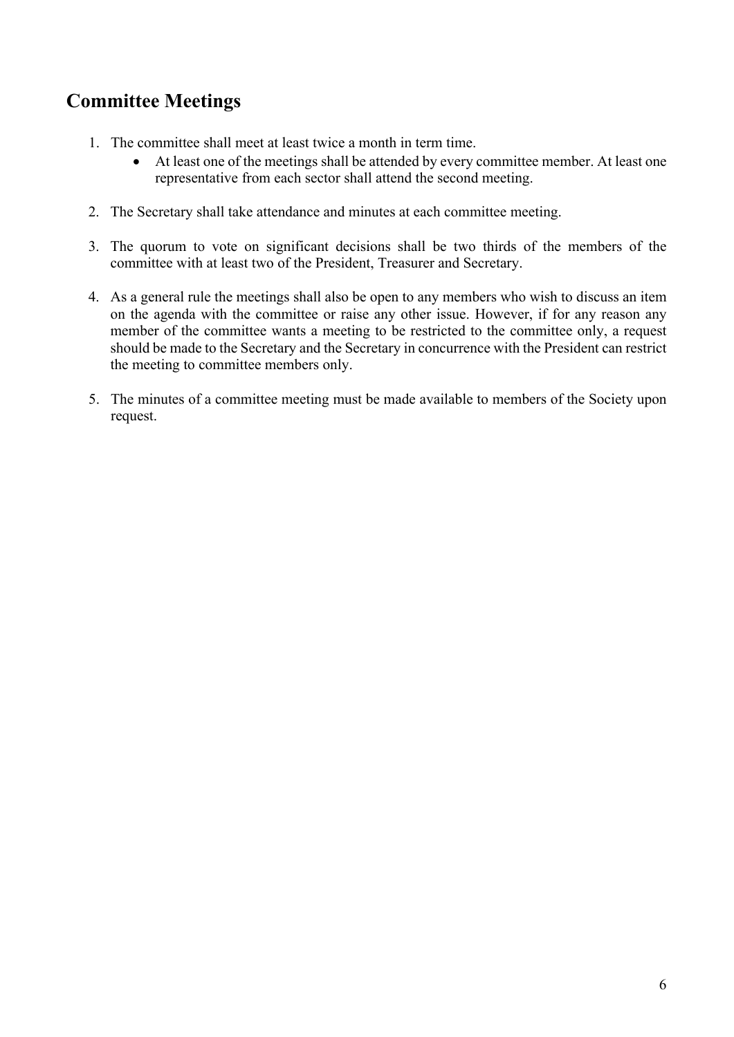## Committee Meetings

1. The committee shall meet at least twice a month in term time.
   - At least one of the meetings shall be attended by every committee member. At least one representative from each sector shall attend the second meeting.

2. The Secretary shall take attendance and minutes at each committee meeting.

3. The quorum to vote on significant decisions shall be two thirds of the members of the committee with at least two of the President, Treasurer and Secretary.

4. As a general rule the meetings shall also be open to any members who wish to discuss an item on the agenda with the committee or raise any other issue. However, if for any reason any member of the committee wants a meeting to be restricted to the committee only, a request should be made to the Secretary and the Secretary in concurrence with the President can restrict the meeting to committee members only.

5. The minutes of a committee meeting must be made available to members of the Society upon request.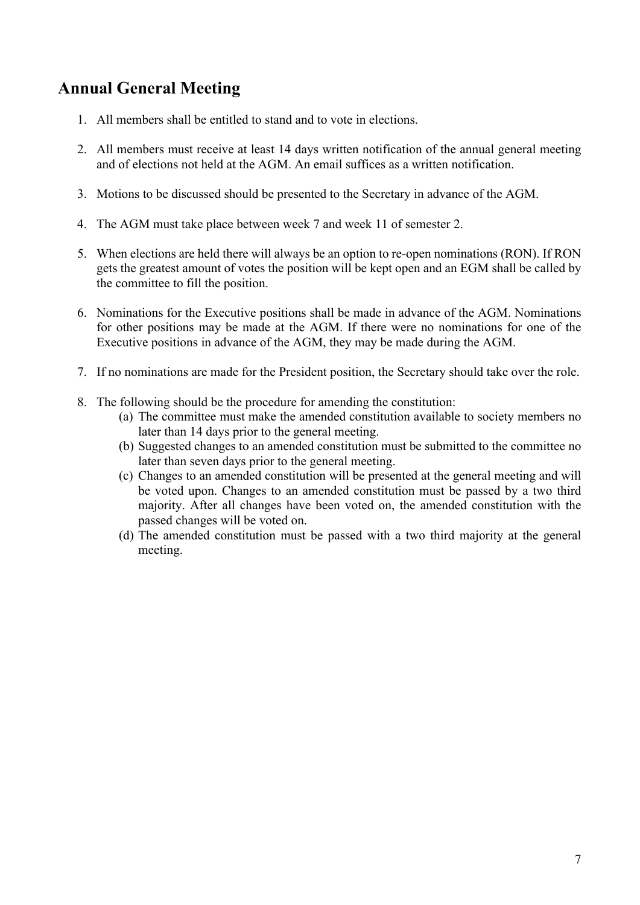## Annual General Meeting

1. All members shall be entitled to stand and to vote in elections.

2. All members must receive at least 14 days written notification of the annual general meeting and of elections not held at the AGM. An email suffices as a written notification.

3. Motions to be discussed should be presented to the Secretary in advance of the AGM.

4. The AGM must take place between week 7 and week 11 of semester 2.

5. When elections are held there will always be an option to re-open nominations (RON). If RON gets the greatest amount of votes the position will be kept open and an EGM shall be called by the committee to fill the position.

6. Nominations for the Executive positions shall be made in advance of the AGM. Nominations for other positions may be made at the AGM. If there were no nominations for one of the Executive positions in advance of the AGM, they may be made during the AGM.

7. If no nominations are made for the President position, the Secretary should take over the role.

8. The following should be the procedure for amending the constitution:
   (a) The committee must make the amended constitution available to society members no later than 14 days prior to the general meeting.
   (b) Suggested changes to an amended constitution must be submitted to the committee no later than seven days prior to the general meeting.
   (c) Changes to an amended constitution will be presented at the general meeting and will be voted upon. Changes to an amended constitution must be passed by a two third majority. After all changes have been voted on, the amended constitution with the passed changes will be voted on.
   (d) The amended constitution must be passed with a two third majority at the general meeting.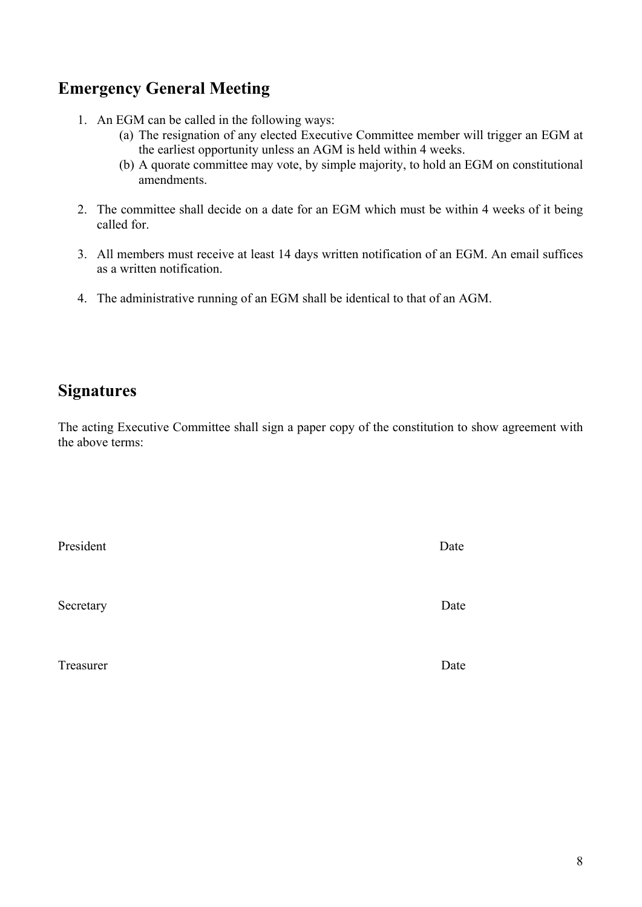## Emergency General Meeting

1. An EGM can be called in the following ways:
   (a) The resignation of any elected Executive Committee member will trigger an EGM at the earliest opportunity unless an AGM is held within 4 weeks.
   (b) A quorate committee may vote, by simple majority, to hold an EGM on constitutional amendments.

2. The committee shall decide on a date for an EGM which must be within 4 weeks of it being called for.

3. All members must receive at least 14 days written notification of an EGM. An email suffices as a written notification.

4. The administrative running of an EGM shall be identical to that of an AGM.

## Signatures

The acting Executive Committee shall sign a paper copy of the constitution to show agreement with the above terms:

President Date

Secretary Date

Treasurer Date